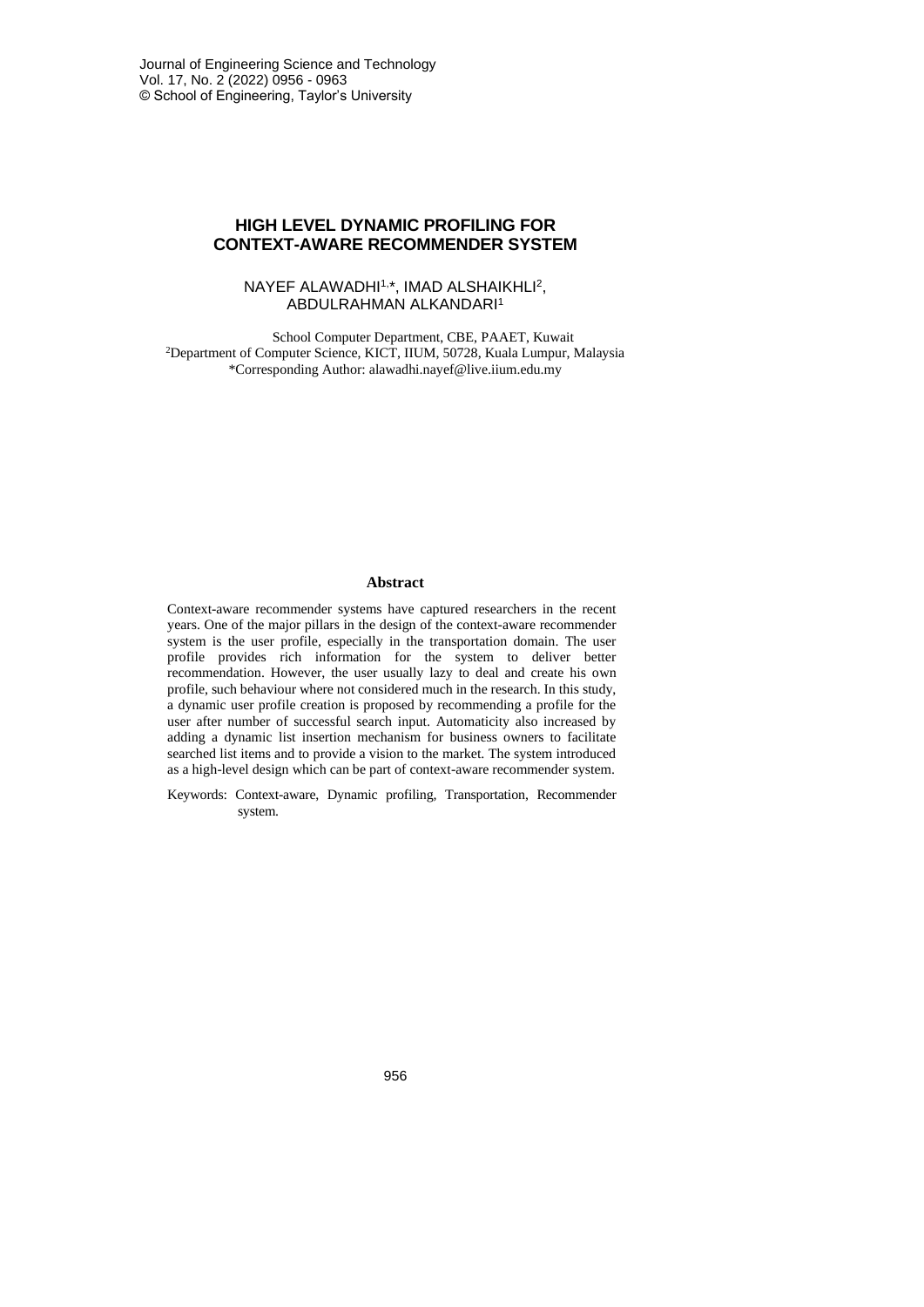# HIGH LEVEL DYNAMIC PROFILING FOR CONTEXT-AWARE RECOMMENDER SYSTEM

NAYEF ALAWADHI[1,*], IMAD ALSHAIKHLI[2], ABDULRAHMAN ALKANDARI[1]

School Computer Department, CBE, PAAET, Kuwait
[2]Department of Computer Science, KICT, IIUM, 50728, Kuala Lumpur, Malaysia
*Corresponding Author: alawadhi.nayef@live.iium.edu.my

## Abstract

Context-aware recommender systems have captured researchers in the recent years. One of the major pillars in the design of the context-aware recommender system is the user profile, especially in the transportation domain. The user profile provides rich information for the system to deliver better recommendation. However, the user usually lazy to deal and create his own profile, such behaviour where not considered much in the research. In this study, a dynamic user profile creation is proposed by recommending a profile for the user after number of successful search input. Automaticity also increased by adding a dynamic list insertion mechanism for business owners to facilitate searched list items and to provide a vision to the market. The system introduced as a high-level design which can be part of context-aware recommender system.

Keywords: Context-aware, Dynamic profiling, Transportation, Recommender system.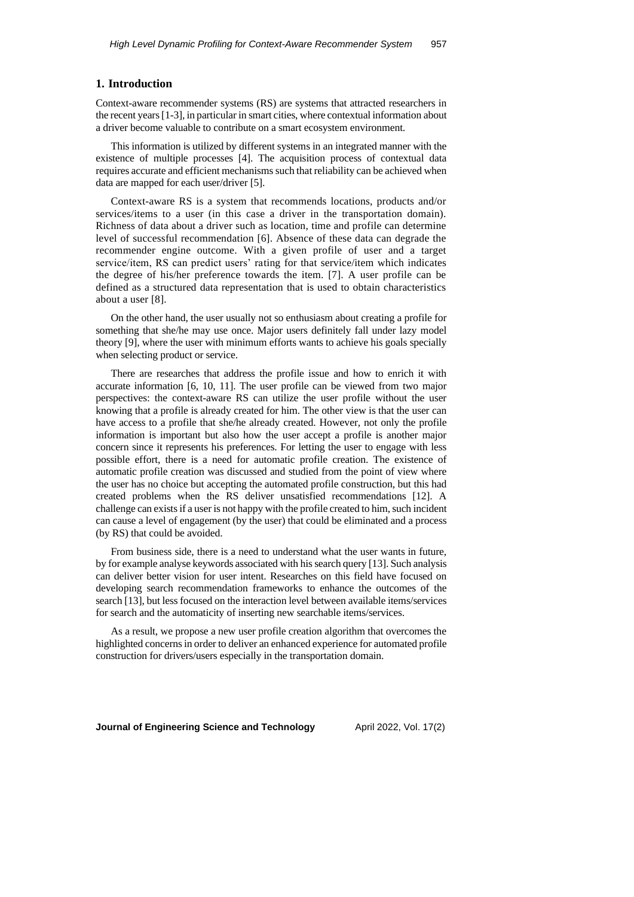## 1. Introduction

Context-aware recommender systems (RS) are systems that attracted researchers in the recent years [1-3], in particular in smart cities, where contextual information about a driver become valuable to contribute on a smart ecosystem environment.

This information is utilized by different systems in an integrated manner with the existence of multiple processes [4]. The acquisition process of contextual data requires accurate and efficient mechanisms such that reliability can be achieved when data are mapped for each user/driver [5].

Context-aware RS is a system that recommends locations, products and/or services/items to a user (in this case a driver in the transportation domain). Richness of data about a driver such as location, time and profile can determine level of successful recommendation [6]. Absence of these data can degrade the recommender engine outcome. With a given profile of user and a target service/item, RS can predict users' rating for that service/item which indicates the degree of his/her preference towards the item. [7]. A user profile can be defined as a structured data representation that is used to obtain characteristics about a user [8].

On the other hand, the user usually not so enthusiasm about creating a profile for something that she/he may use once. Major users definitely fall under lazy model theory [9], where the user with minimum efforts wants to achieve his goals specially when selecting product or service.

There are researches that address the profile issue and how to enrich it with accurate information [6, 10, 11]. The user profile can be viewed from two major perspectives: the context-aware RS can utilize the user profile without the user knowing that a profile is already created for him. The other view is that the user can have access to a profile that she/he already created. However, not only the profile information is important but also how the user accept a profile is another major concern since it represents his preferences. For letting the user to engage with less possible effort, there is a need for automatic profile creation. The existence of automatic profile creation was discussed and studied from the point of view where the user has no choice but accepting the automated profile construction, but this had created problems when the RS deliver unsatisfied recommendations [12]. A challenge can exists if a user is not happy with the profile created to him, such incident can cause a level of engagement (by the user) that could be eliminated and a process (by RS) that could be avoided.

From business side, there is a need to understand what the user wants in future, by for example analyse keywords associated with his search query [13]. Such analysis can deliver better vision for user intent. Researches on this field have focused on developing search recommendation frameworks to enhance the outcomes of the search [13], but less focused on the interaction level between available items/services for search and the automaticity of inserting new searchable items/services.

As a result, we propose a new user profile creation algorithm that overcomes the highlighted concerns in order to deliver an enhanced experience for automated profile construction for drivers/users especially in the transportation domain.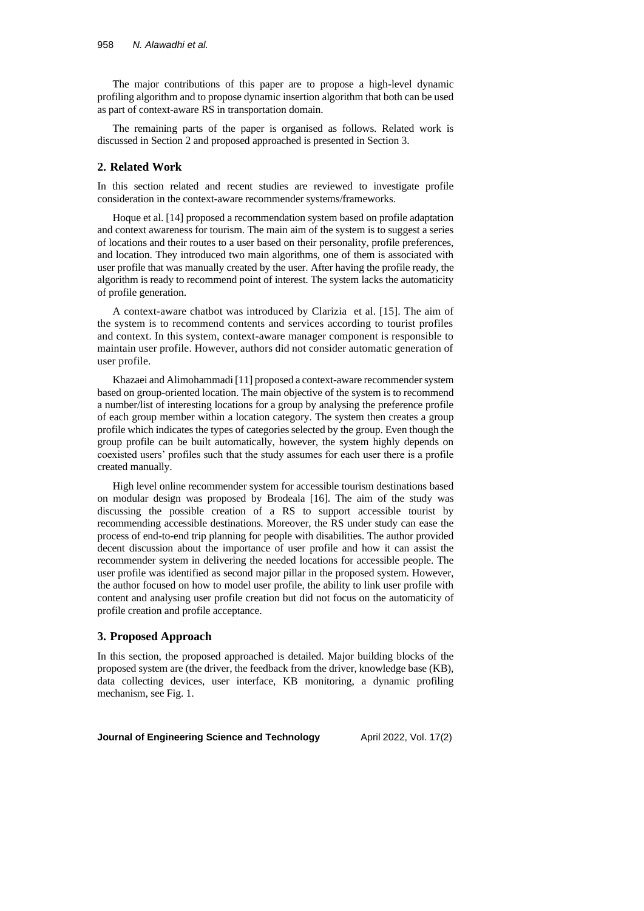The major contributions of this paper are to propose a high-level dynamic profiling algorithm and to propose dynamic insertion algorithm that both can be used as part of context-aware RS in transportation domain.

The remaining parts of the paper is organised as follows. Related work is discussed in Section 2 and proposed approached is presented in Section 3.

## 2. Related Work

In this section related and recent studies are reviewed to investigate profile consideration in the context-aware recommender systems/frameworks.

Hoque et al. [14] proposed a recommendation system based on profile adaptation and context awareness for tourism. The main aim of the system is to suggest a series of locations and their routes to a user based on their personality, profile preferences, and location. They introduced two main algorithms, one of them is associated with user profile that was manually created by the user. After having the profile ready, the algorithm is ready to recommend point of interest. The system lacks the automaticity of profile generation.

A context-aware chatbot was introduced by Clarizia et al. [15]. The aim of the system is to recommend contents and services according to tourist profiles and context. In this system, context-aware manager component is responsible to maintain user profile. However, authors did not consider automatic generation of user profile.

Khazaei and Alimohammadi [11] proposed a context-aware recommender system based on group-oriented location. The main objective of the system is to recommend a number/list of interesting locations for a group by analysing the preference profile of each group member within a location category. The system then creates a group profile which indicates the types of categories selected by the group. Even though the group profile can be built automatically, however, the system highly depends on coexisted users' profiles such that the study assumes for each user there is a profile created manually.

High level online recommender system for accessible tourism destinations based on modular design was proposed by Brodeala [16]. The aim of the study was discussing the possible creation of a RS to support accessible tourist by recommending accessible destinations. Moreover, the RS under study can ease the process of end-to-end trip planning for people with disabilities. The author provided decent discussion about the importance of user profile and how it can assist the recommender system in delivering the needed locations for accessible people. The user profile was identified as second major pillar in the proposed system. However, the author focused on how to model user profile, the ability to link user profile with content and analysing user profile creation but did not focus on the automaticity of profile creation and profile acceptance.

## 3. Proposed Approach

In this section, the proposed approached is detailed. Major building blocks of the proposed system are (the driver, the feedback from the driver, knowledge base (KB), data collecting devices, user interface, KB monitoring, a dynamic profiling mechanism, see Fig. 1.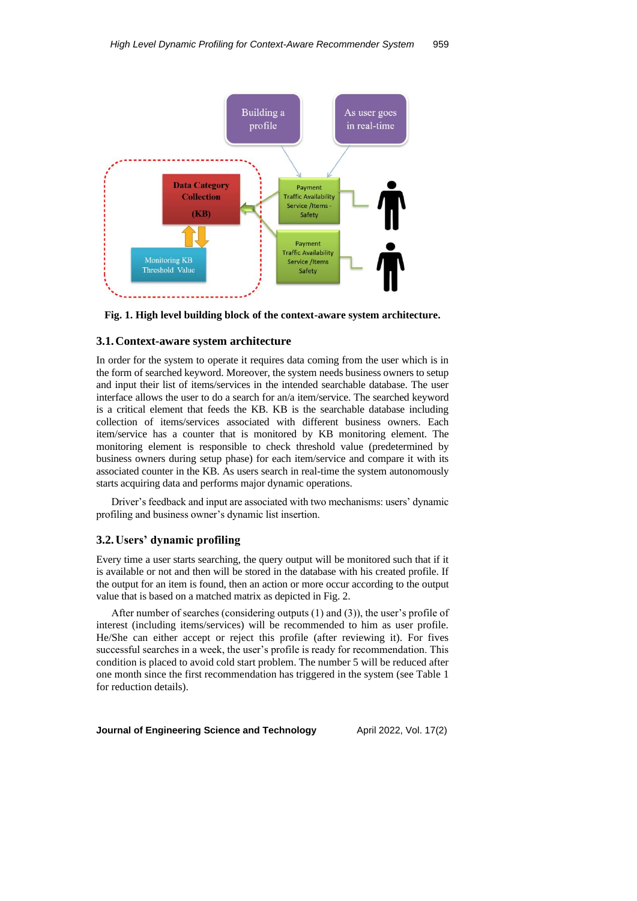**Fig. 1. High level building block of the context-aware system architecture.**

### 3.1. Context-aware system architecture

In order for the system to operate it requires data coming from the user which is in the form of searched keyword. Moreover, the system needs business owners to setup and input their list of items/services in the intended searchable database. The user interface allows the user to do a search for an/a item/service. The searched keyword is a critical element that feeds the KB. KB is the searchable database including collection of items/services associated with different business owners. Each item/service has a counter that is monitored by KB monitoring element. The monitoring element is responsible to check threshold value (predetermined by business owners during setup phase) for each item/service and compare it with its associated counter in the KB. As users search in real-time the system autonomously starts acquiring data and performs major dynamic operations.

Driver's feedback and input are associated with two mechanisms: users' dynamic profiling and business owner's dynamic list insertion.

### 3.2. Users' dynamic profiling

Every time a user starts searching, the query output will be monitored such that if it is available or not and then will be stored in the database with his created profile. If the output for an item is found, then an action or more occur according to the output value that is based on a matched matrix as depicted in Fig. 2.

After number of searches (considering outputs (1) and (3)), the user's profile of interest (including items/services) will be recommended to him as user profile. He/She can either accept or reject this profile (after reviewing it). For fives successful searches in a week, the user's profile is ready for recommendation. This condition is placed to avoid cold start problem. The number 5 will be reduced after one month since the first recommendation has triggered in the system (see Table 1 for reduction details).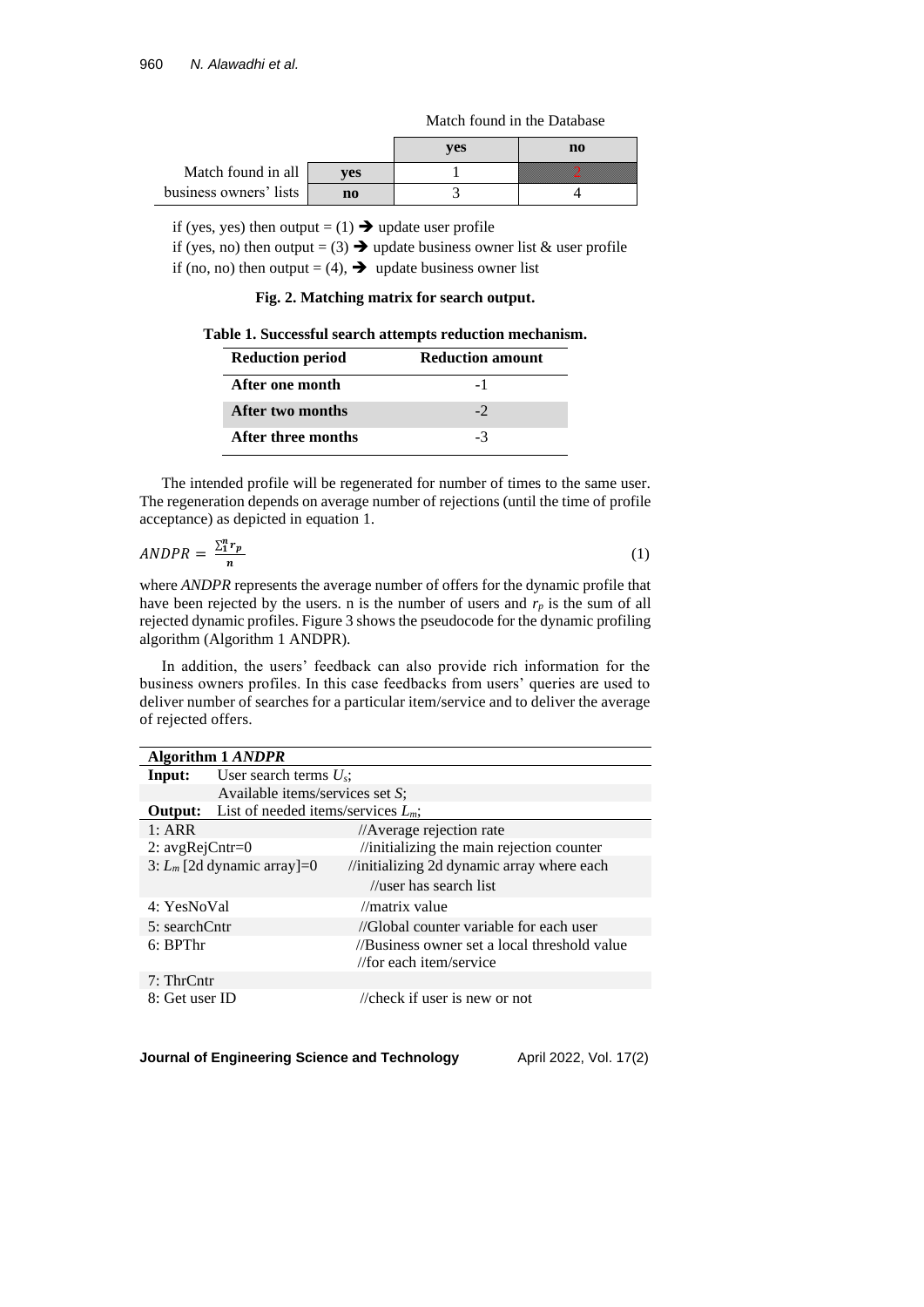| | | Match found in the Database | |
|---|---|---|---|
| | | **yes** | **no** |
| Match found in all business owners' lists | **yes** | 1 | 2 |
| | **no** | 3 | 4 |

if (yes, yes) then output = (1) ➔ update user profile
if (yes, no) then output = (3) ➔ update business owner list & user profile
if (no, no) then output = (4), ➔ update business owner list

**Fig. 2. Matching matrix for search output.**

**Table 1. Successful search attempts reduction mechanism.**

| Reduction period | Reduction amount |
|---|---|
| **After one month** | -1 |
| **After two months** | -2 |
| **After three months** | -3 |

The intended profile will be regenerated for number of times to the same user. The regeneration depends on average number of rejections (until the time of profile acceptance) as depicted in equation 1.

$$ANDPR = \frac{\sum_{1}^{n} r_p}{n} \tag{1}$$

where *ANDPR* represents the average number of offers for the dynamic profile that have been rejected by the users. n is the number of users and $r_p$ is the sum of all rejected dynamic profiles. Figure 3 shows the pseudocode for the dynamic profiling algorithm (Algorithm 1 ANDPR).

In addition, the users' feedback can also provide rich information for the business owners profiles. In this case feedbacks from users' queries are used to deliver number of searches for a particular item/service and to deliver the average of rejected offers.

**Algorithm 1 *ANDPR***

**Input:** User search terms $U_s$;
Available items/services set *S*;
**Output:** List of needed items/services $L_m$;

```
1: ARR                          //Average rejection rate
2: avgRejCntr=0                 //initializing the main rejection counter
3: L_m [2d dynamic array]=0     //initializing 2d dynamic array where each
                                //user has search list
4: YesNoVal                     //matrix value
5: searchCntr                   //Global counter variable for each user
6: BPThr                        //Business owner set a local threshold value
                                //for each item/service
7: ThrCntr
8: Get user ID                  //check if user is new or not
```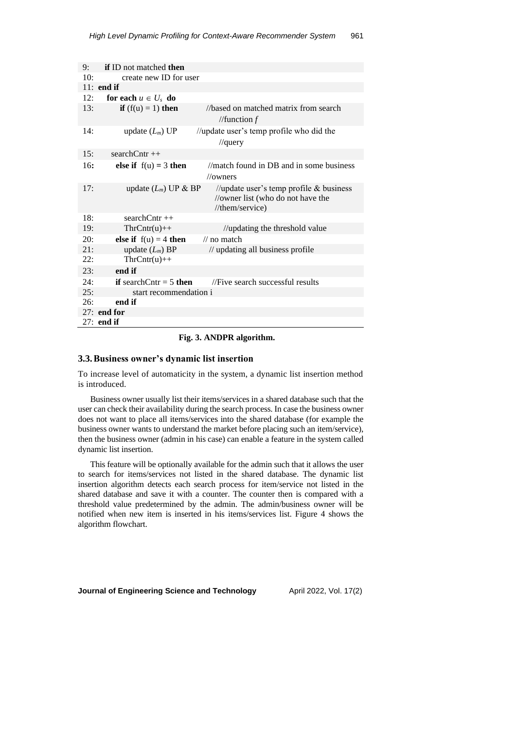```
9:     if ID not matched then
10:        create new ID for user
11:  end if
12:    for each u ∈ U_s do
13:       if (f(u) = 1) then          //based on matched matrix from search
                                      //function f
14:          update (L_m) UP          //update user's temp profile who did the
                                      //query
15:     searchCntr ++
16:       else if f(u) = 3 then       //match found in DB and in some business
                                      //owners
17:          update (L_m) UP & BP     //update user's temp profile & business
                                      //owner list (who do not have the
                                      //them/service)
18:          searchCntr ++
19:          ThrCntr(u)++             //updating the threshold value
20:       else if f(u) = 4 then       // no match
21:          update (L_m) BP          // updating all business profile
22:          ThrCntr(u)++
23:       end if
24:       if searchCntr = 5 then      //Five search successful results
25:          start recommendation i
26:       end if
27:  end for
27:  end if
```

**Fig. 3. ANDPR algorithm.**

### 3.3. Business owner's dynamic list insertion

To increase level of automaticity in the system, a dynamic list insertion method is introduced.

Business owner usually list their items/services in a shared database such that the user can check their availability during the search process. In case the business owner does not want to place all items/services into the shared database (for example the business owner wants to understand the market before placing such an item/service), then the business owner (admin in his case) can enable a feature in the system called dynamic list insertion.

This feature will be optionally available for the admin such that it allows the user to search for items/services not listed in the shared database. The dynamic list insertion algorithm detects each search process for item/service not listed in the shared database and save it with a counter. The counter then is compared with a threshold value predetermined by the admin. The admin/business owner will be notified when new item is inserted in his items/services list. Figure 4 shows the algorithm flowchart.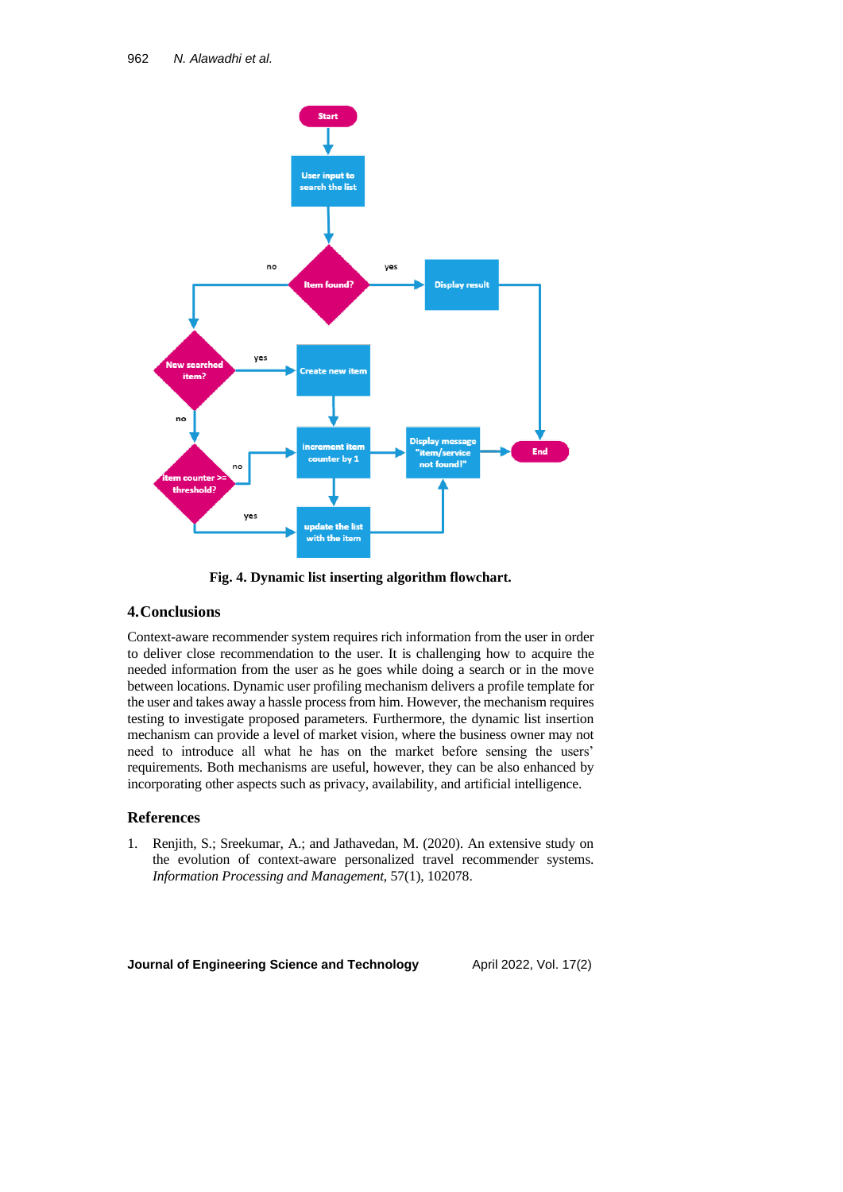Fig. 4. Dynamic list inserting algorithm flowchart.

## 4. Conclusions

Context-aware recommender system requires rich information from the user in order to deliver close recommendation to the user. It is challenging how to acquire the needed information from the user as he goes while doing a search or in the move between locations. Dynamic user profiling mechanism delivers a profile template for the user and takes away a hassle process from him. However, the mechanism requires testing to investigate proposed parameters. Furthermore, the dynamic list insertion mechanism can provide a level of market vision, where the business owner may not need to introduce all what he has on the market before sensing the users' requirements. Both mechanisms are useful, however, they can be also enhanced by incorporating other aspects such as privacy, availability, and artificial intelligence.

## References

1. Renjith, S.; Sreekumar, A.; and Jathavedan, M. (2020). An extensive study on the evolution of context-aware personalized travel recommender systems. *Information Processing and Management*, 57(1), 102078.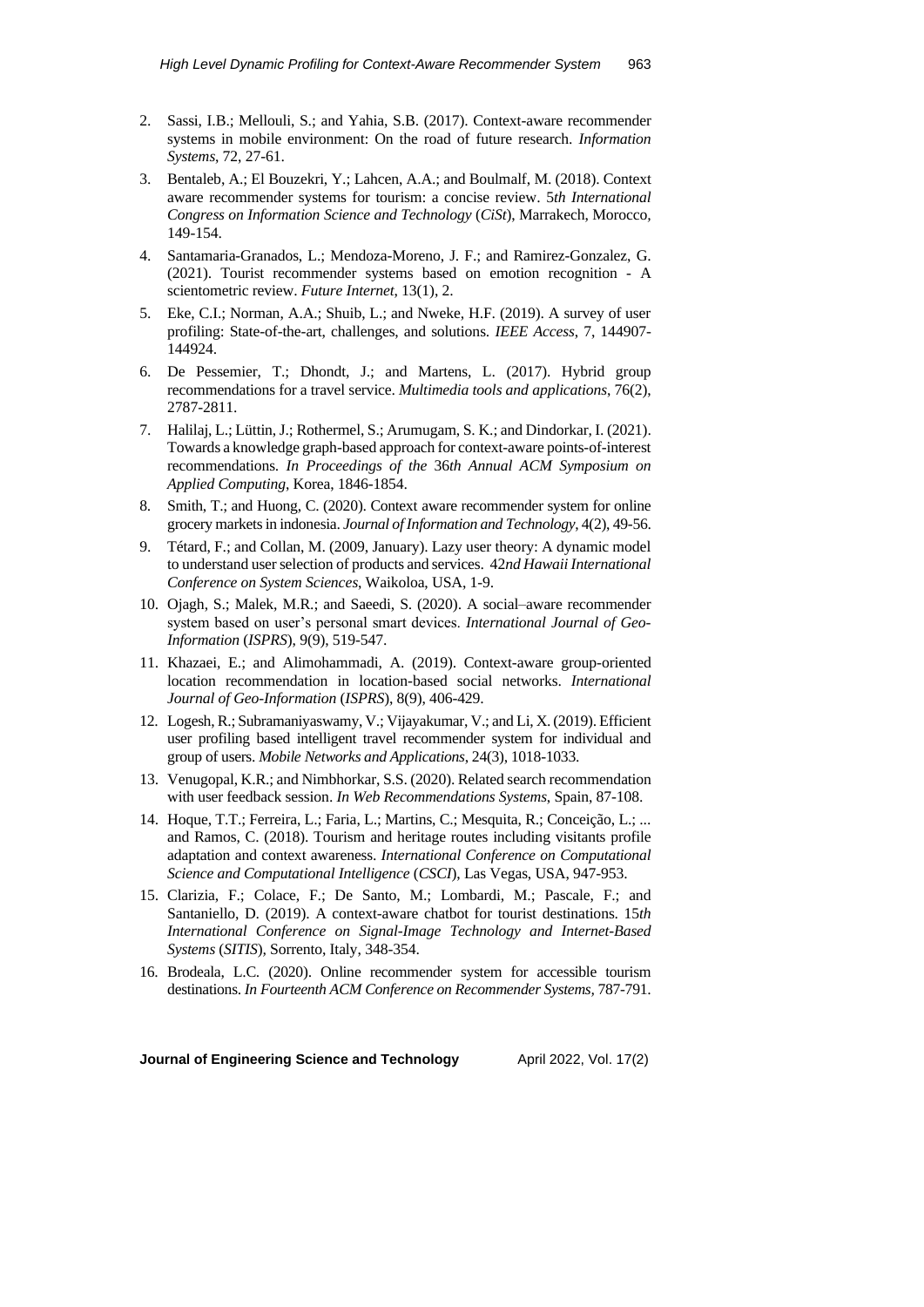2. Sassi, I.B.; Mellouli, S.; and Yahia, S.B. (2017). Context-aware recommender systems in mobile environment: On the road of future research. *Information Systems*, 72, 27-61.
3. Bentaleb, A.; El Bouzekri, Y.; Lahcen, A.A.; and Boulmalf, M. (2018). Context aware recommender systems for tourism: a concise review. 5*th International Congress on Information Science and Technology* (*CiSt*), Marrakech, Morocco, 149-154.
4. Santamaria-Granados, L.; Mendoza-Moreno, J. F.; and Ramirez-Gonzalez, G. (2021). Tourist recommender systems based on emotion recognition - A scientometric review. *Future Internet*, 13(1), 2.
5. Eke, C.I.; Norman, A.A.; Shuib, L.; and Nweke, H.F. (2019). A survey of user profiling: State-of-the-art, challenges, and solutions. *IEEE Access*, 7, 144907-144924.
6. De Pessemier, T.; Dhondt, J.; and Martens, L. (2017). Hybrid group recommendations for a travel service. *Multimedia tools and applications*, 76(2), 2787-2811.
7. Halilaj, L.; Lüttin, J.; Rothermel, S.; Arumugam, S. K.; and Dindorkar, I. (2021). Towards a knowledge graph-based approach for context-aware points-of-interest recommendations. *In Proceedings of the* 36*th Annual ACM Symposium on Applied Computing*, Korea, 1846-1854.
8. Smith, T.; and Huong, C. (2020). Context aware recommender system for online grocery markets in indonesia. *Journal of Information and Technology*, 4(2), 49-56.
9. Tétard, F.; and Collan, M. (2009, January). Lazy user theory: A dynamic model to understand user selection of products and services. 42*nd Hawaii International Conference on System Sciences*, Waikoloa, USA, 1-9.
10. Ojagh, S.; Malek, M.R.; and Saeedi, S. (2020). A social–aware recommender system based on user's personal smart devices. *International Journal of Geo-Information* (*ISPRS*), 9(9), 519-547.
11. Khazaei, E.; and Alimohammadi, A. (2019). Context-aware group-oriented location recommendation in location-based social networks. *International Journal of Geo-Information* (*ISPRS*), 8(9), 406-429.
12. Logesh, R.; Subramaniyaswamy, V.; Vijayakumar, V.; and Li, X. (2019). Efficient user profiling based intelligent travel recommender system for individual and group of users. *Mobile Networks and Applications*, 24(3), 1018-1033.
13. Venugopal, K.R.; and Nimbhorkar, S.S. (2020). Related search recommendation with user feedback session. *In Web Recommendations Systems*, Spain, 87-108.
14. Hoque, T.T.; Ferreira, L.; Faria, L.; Martins, C.; Mesquita, R.; Conceição, L.; ... and Ramos, C. (2018). Tourism and heritage routes including visitants profile adaptation and context awareness. *International Conference on Computational Science and Computational Intelligence* (*CSCI*), Las Vegas, USA, 947-953.
15. Clarizia, F.; Colace, F.; De Santo, M.; Lombardi, M.; Pascale, F.; and Santaniello, D. (2019). A context-aware chatbot for tourist destinations. 15*th International Conference on Signal-Image Technology and Internet-Based Systems* (*SITIS*), Sorrento, Italy, 348-354.
16. Brodeala, L.C. (2020). Online recommender system for accessible tourism destinations. *In Fourteenth ACM Conference on Recommender Systems*, 787-791.